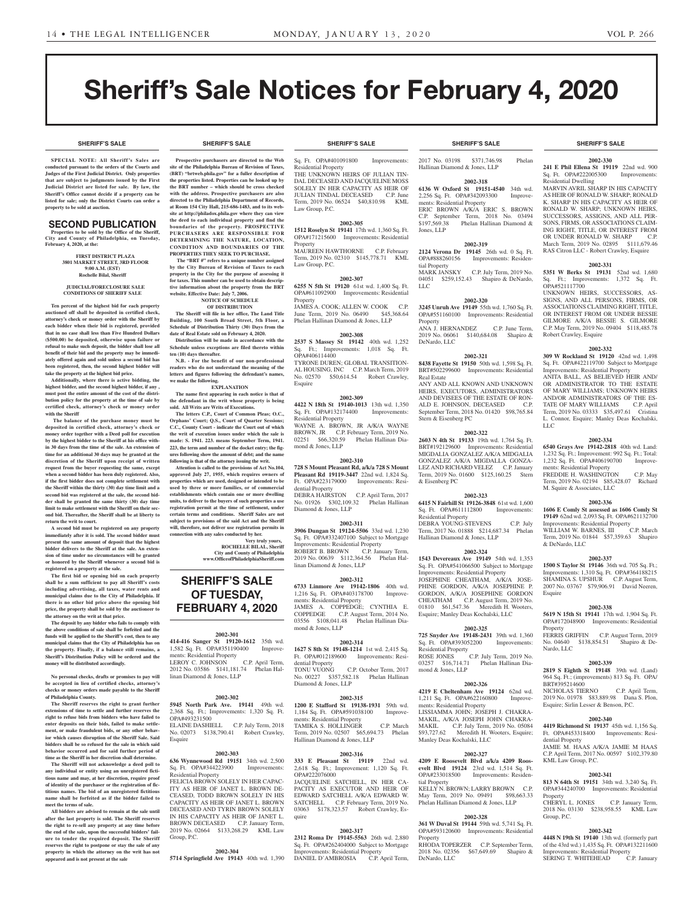# Sheriff's Sale Notices for February 4, 2020

SHERIFF'S SALE

**SPECIAL NOTE: All Sheriff's Sales are conducted pursuant to the orders of the Courts and Judges of the First Judicial District. Only properties that are subject to judgments issued by the First Judicial District are listed for sale. By law, the Sheriff's Office cannot decide if a property can be listed for sale; only the District Courts can order a property to be sold at auction.**

## SECOND PUBLICATION

**Properties to be sold by the Office of the Sheriff, City and County of Philadelphia, on Tuesday, February 4, 2020, at the:**

**FIRST DISTRICT PLAZA**
**3801 MARKET STREET, 3RD FLOOR**
**9:00 A.M. (EST)**
**Rochelle Bilal, Sheriff**

**JUDICIAL/FORECLOSURE SALE CONDITIONS OF SHERIFF SALE**

**Ten percent of the highest bid for each property auctioned off shall be deposited in certified check, attorney's check or money order with the Sheriff by each bidder when their bid is registered, provided that in no case shall less than Five Hundred Dollars ($500.00) be deposited, otherwise upon failure or refusal to make such deposit, the bidder shall lose all benefit of their bid and the property may be immediately offered again and sold unless a second bid has been registered, then, the second highest bidder will take the property at the highest bid price.**

**Additionally, where there is active bidding, the highest bidder, and the second highest bidder, if any , must post the entire amount of the cost of the distribution policy for the property at the time of sale by certified check, attorney's check or money order with the Sheriff**

**The balance of the purchase money must be deposited in certified check, attorney's check or money order together with a Deed poll for execution by the highest bidder to the Sheriff at his office within 30 days from the time of the sale. An extension of time for an additional 30 days may be granted at the discretion of the Sheriff upon receipt of written request from the buyer requesting the same, except when a second bidder has been duly registered. Also, if the first bidder does not complete settlement with the Sheriff within the thirty (30) day time limit and a second bid was registered at the sale, the second bidder shall be granted the same thirty (30) day time limit to make settlement with the Sheriff on their second bid. Thereafter, the Sheriff shall be at liberty to return the writ to court.**

**A second bid must be registered on any property immediately after it is sold. The second bidder must present the same amount of deposit that the highest bidder delivers to the Sheriff at the sale. An extension of time under no circumstances will be granted or honored by the Sheriff whenever a second bid is registered on a property at the sale.**

**The first bid or opening bid on each property shall be a sum sufficient to pay all Sheriff's costs including advertising, all taxes, water rents and municipal claims due to the City of Philadelphia. If there is no other bid price above the opening bid price, the property shall be sold by the auctioneer to the attorney on the writ at that price.**

**The deposit by any bidder who fails to comply with the above conditions of sale shall be forfeited and the funds will be applied to the Sheriff's cost, then to any municipal claims that the City of Philadelphia has on the property. Finally, if a balance still remains, a Sheriff's Distribution Policy will be ordered and the money will be distributed accordingly.**

**No personal checks, drafts or promises to pay will be accepted in lieu of certified checks, attorney's checks or money orders made payable to the Sheriff of Philadelphia County.**

**The Sheriff reserves the right to grant further extensions of time to settle and further reserves the right to refuse bids from bidders who have failed to enter deposits on their bids, failed to make settlement, or make fraudulent bids, or any other behavior which causes disruption of the Sheriff Sale. Said bidders shall be so refused for the sale in which said behavior occurred and for said further period of time as the Sheriff in their discretion shall determine.**

**The Sheriff will not acknowledge a deed poll to any individual or entity using an unregistered fictitious name and may, at her discretion, require proof of identity of the purchaser or the registration of fictitious names. The bid of an unregistered fictitious name shall be forfeited as if the bidder failed to meet the terms of sale.**

**All bidders are advised to remain at the sale until after the last property is sold. The Sheriff reserves the right to re-sell any property at any time before the end of the sale, upon the successful bidders' failure to tender the required deposit. The Sheriff reserves the right to postpone or stay the sale of any property in which the attorney on the writ has not appeared and is not present at the sale**

**Prospective purchasers are directed to the Web site of the Philadelphia Bureau of Revision of Taxes, (BRT) "brtweb.phila.gov" for a fuller description of the properties listed. Properties can be looked up by the BRT number – which should be cross checked with the address. Prospective purchasers are also directed to the Philadelphia Department of Records, at Room 154 City Hall, 215-686-1483, and to its website at http://philadox.phila.gov where they can view the deed to each individual property and find the boundaries of the property. PROSPECTIVE PURCHASERS ARE RESPONSIBLE FOR DETERMINING THE NATURE, LOCATION, CONDITION AND BOUNDARIES OF THE PROPERTIES THEY SEEK TO PURCHASE.**

**The "BRT #" refers to a unique number assigned by the City Bureau of Revision of Taxes to each property in the City for the purpose of assessing it for taxes. This number can be used to obtain descriptive information about the property from the BRT website. Effective Date: July 7, 2006.**

**NOTICE OF SCHEDULE OF DISTRIBUTION**

**The Sheriff will file in her office, The Land Title Building, 100 South Broad Street, 5th Floor, a Schedule of Distribution Thirty (30) Days from the date of Real Estate sold on February 4, 2020.**

**Distribution will be made in accordance with the Schedule unless exceptions are filed thereto within ten (10) days thereafter.**

**N.B. - For the benefit of our non-professional readers who do not understand the meaning of the letters and figures following the defendant's names, we make the following.**

**EXPLANATION**

**The name first appearing in each notice is that of the defendant in the writ whose property is being sold. All Writs are Writs of Executions.**

**The letters C.P., Court of Common Pleas; O.C., Orphans' Court; Q.S., Court of Quarter Sessions; C.C., County Court - indicate the Court out of which the writ of execution issues under which the sale is made: S. 1941. 223. means September Term, 1941. 223, the term and number of the docket entry; the figures following show the amount of debt; and the name following is that of the attorney issuing the writ.**

**Attention is called to the provisions of Act No.104, approved July 27, 1955, which requires owners of properties which are used, designed or intended to be used by three or more families, or of commercial establishments which contain one or more dwelling units, to deliver to the buyers of such properties a use registration permit at the time of settlement, under certain terms and conditions. Sheriff Sales are not subject to provisions of the said Act and the Sheriff will, therefore, not deliver use registration permits in connection with any sales conducted by her.**

**Very truly yours,**
**ROCHELLE BILAL, Sheriff**
**City and County of Philadelphia**
**www.OfficeofPhiladelphiaSheriff.com**

## SHERIFF'S SALE OF TUESDAY, FEBRUARY 4, 2020

**2002-301**
**414-416 Sanger St 19120-1612** 35th wd. 1,582 Sq. Ft. OPA#351190400 Improvements: Residential Property
LEROY C. JOHNSON C.P. April Term, 2012 No. 03586 $141,181.74 Phelan Hallinan Diamond & Jones, LLP

**2002-302**
**5945 North Park Ave. 19141** 49th wd. 2,368 Sq. Ft.; Improvements: 1,320 Sq. Ft. OPA#493231500
ELAINE DASHIELL C.P. July Term, 2018 No. 02073 $138,790.41 Robert Crawley, Esquire

**2002-303**
**636 Wynnewood Rd 19151** 34th wd. 2,500 Sq. Ft. OPA#344223900 Improvements: Residential Property
FELICIA BROWN SOLELY IN HER CAPACITY AS HEIR OF JANET L. BROWN DECEASED, TODD BROWN SOLELY IN HIS CAPACITY AS HEIR OF JANET L. BROWN DECEASED AND TYRIN BROWN SOLELY IN HIS CAPACITY AS HEIR OF JANET L. BROWN DECEASED C.P. January Term, 2019 No. 02664 $133,268.29 KML Law Group, P.C.

**2002-304**
**5714 Springfield Ave 19143** 40th wd. 1,390 Sq. Ft. OPA#401091800 Improvements: Residential Property
THE UNKNOWN HEIRS OF JULIAN TINDAL DECEASED AND JACQUELINE MOSS SOLELY IN HER CAPACITY AS HEIR OF JULIAN TINDAL DECEASED C.P. June Term, 2019 No. 06524 $40,810.98 KML Law Group, P.C.

**2002-305**
**1512 Roselyn St 19141** 17th wd. 1,360 Sq. Ft. OPA#171215600 Improvements: Residential Property
MAUREEN HAWTHORNE C.P. February Term, 2019 No. 02310 $145,778.71 KML Law Group, P.C.

**2002-307**
**6255 N 5th St 19120** 61st wd. 1,400 Sq. Ft. OPA#611092900 Improvements: Residential Property
JAMES A. COOK; ALLEN W. COOK C.P. June Term, 2019 No. 06490 $45,368.64 Phelan Hallinan Diamond & Jones, LLP

**2002-308**
**2537 S Massey St 19142** 40th wd. 1,252 Sq. Ft.; Improvements: 1,018 Sq. Ft. OPA#406114400
TYRONE DUREN; GLOBAL TRANSITIONAL HOUSING, INC C.P. March Term, 2019 No. 02570 $50,614.54 Robert Crawley, Esquire

**2002-309**
**4422 N 18th St 19140-1013** 13th wd. 1,350 Sq. Ft. OPA#132174400 Improvements: Residential Property
WAYNE A. BROWN, JR A/K/A WAYNE BROWN, JR C.P. February Term, 2019 No. 02251 $66,320.59 Phelan Hallinan Diamond & Jones, LLP

**2002-310**
**728 S Mount Pleasant Rd, a/k/a 728 S Mount Pleasant Rd 19119-3447** 22nd wd. 1,824 Sq. Ft. OPA#223179000 Improvements: Residential Property
DEBRA HAIRSTON C.P. April Term, 2017 No. 01926 $302,109.32 Phelan Hallinan Diamond & Jones, LLP

**2002-311**
**3906 Dungan St 19124-5506** 33rd wd. 1,230 Sq. Ft. OPA#332407100 Subject to Mortgage Improvements: Residential Property
ROBERT B. BROWN C.P. January Term, 2019 No. 00639 $112,364.56 Phelan Hallinan Diamond & Jones, LLP

**2002-312**
**6733 Linmore Ave 19142-1806** 40th wd. 1,216 Sq. Ft. OPA#403178700 Improvements: Residential Property
JAMES A. COPPEDGE; CYNTHIA E. COPPEDGE C.P. August Term, 2014 No. 03556 $108,041.48 Phelan Hallinan Diamond & Jones, LLP

**2002-314**
**1627 S 8th St 19148-1214** 1st wd. 2,415 Sq. Ft. OPA#012189600 Improvements: Residential Property
TONU VUONG C.P. October Term, 2017 No. 00227 $357,582.18 Phelan Hallinan Diamond & Jones, LLP

**2002-315**
**1200 E Stafford St 19138-1931** 59th wd. 1,184 Sq. Ft. OPA#591038100 Improvements: Residential Property
TAMIKA S. HOLLINGER C.P. March Term, 2019 No. 02507 $65,694.73 Phelan Hallinan Diamond & Jones, LLP

**2002-316**
**333 E Pleasant St 19119** 22nd wd. 2,618 Sq. Ft.; Improvement: 1,120 Sq. Ft. OPA#222076000
JACQUELINE SATCHELL, IN HER CAPACITY AS EXECUTOR AND HEIR OF EDWARD SATCHELL A/K/A EDWARD W. SATCHELL C.P. February Term, 2019 No. 03063 $178,323.57 Robert Crawley, Esquire

**2002-317**
**2312 Roma Dr 19145-5563** 26th wd. 2,880 Sq. Ft. OPA#262404000 Subject to Mortgage Improvements: Residential Property
DANIEL D'AMBROSIA C.P. April Term, 2017 No. 03198 $371,746.98 Phelan Hallinan Diamond & Jones, LLP

**2002-318**
**6136 W Oxford St 19151-4540** 34th wd. 2,256 Sq. Ft. OPA#342093300 Improvements: Residential Property
ERIC BROWN A/K/A ERIC S. BROWN C.P. September Term, 2018 No. 03494 $197,569.38 Phelan Hallinan Diamond & Jones, LLP

**2002-319**
**2124 Verona Dr 19145** 26th wd. 0 Sq. Ft. OPA#888260156 Improvements: Residential Property
MARK JANSKY C.P. July Term, 2019 No. 04051 $259,152.43 Shapiro & DeNardo, LLC

**2002-320**
**3245 Unruh Ave 19149** 55th wd. 1,760 Sq. Ft. OPA#551160100 Improvements: Residential Property
ANA J. HERNANDEZ C.P. June Term, 2019 No. 06061 $140,684.08 Shapiro & DeNardo, LLC

**2002-321**
**8438 Fayette St 19150** 50th wd. 1,598 Sq. Ft. BRT#502299600 Improvements: Residential Real Estate
ANY AND ALL KNOWN AND UNKNOWN HEIRS, EXECUTORS, ADMINISTRATORS AND DEVISEES OF THE ESTATE OF RONALD E. JOHNSON, DECEASED C.P. September Term, 2018 No. 01420 $98,765.84 Stern & Eisenberg PC

**2002-322**
**2603 N 4th St 19133** 19th wd. 1,764 Sq. Ft. BRT#192129600 Improvements: Residential
MIGDALIA GONZALEZ A/K/A MIDGALIA GONZALEZ A/K/A MIGDALLA GONZALEZ AND RICHARD VELEZ C.P. January Term, 2019 No. 01600 $125,160.25 Stern & Eisenberg PC

**2002-323**
**6415 N Fairhill St 19126-3848** 61st wd. 1,600 Sq. Ft. OPA#611112800 Improvements: Residential Property
DEBRA YOUNG-STEVENS C.P. July Term, 2017 No. 01888 $214,687.34 Phelan Hallinan Diamond & Jones, LLP

**2002-324**
**1543 Devereaux Ave 19149** 54th wd. 1,353 Sq. Ft. OPA#541066500 Subject to Mortgage Improvements: Residential Property
JOSEPHINE CHEATHAM, A/K/A JOSEPHINE GORDON, A/K/A JOSEPHINE P. GORDON, A/K/A JOSEPHINE GORDON CHEATHAM C.P. August Term, 2019 No. 01810 $61,547.36 Meredith H. Wooters, Esquire; Manley Deas Kochalski, LLC

**2002-325**
**725 Snyder Ave 19148-2431** 39th wd. 1,360 Sq. Ft. OPA#393052200 Improvements: Residential Property
ROSE JONES C.P. July Term, 2019 No. 03257 $16,714.71 Phelan Hallinan Diamond & Jones, LLP

**2002-326**
**4219 E Cheltenham Ave 19124** 62nd wd. 1,211 Sq. Ft. OPA#622160800 Improvements: Residential Property
LISSIAMMA JOHN; JOSEPH J. CHAKRAMAKIL, A/K/A JOSEPH JOHN CHAKRAMAKIL C.P. July Term, 2019 No. 05084 $93,727.62 Meredith H. Wooters, Esquire; Manley Deas Kochalski, LLC

**2002-327**
**4209 E Roosevelt Blvd a/k/a 4209 Roosevelt Blvd 19124** 23rd wd. 1,514 Sq. Ft. OPA#233018500 Improvements: Residential Property
KELLY N. BROWN; LARRY BROWN C.P. May Term, 2019 No. 09491 $98,663.33 Phelan Hallinan Diamond & Jones, LLP

**2002-328**
**361 W Duval St 19144** 59th wd. 5,741 Sq. Ft. OPA#593120600 Improvements: Residential Property
RHODA TOPERZER C.P. September Term, 2018 No. 02356 $67,649.69 Shapiro & DeNardo, LLC

**2002-330**
**241 E Phil Ellena St 19119** 22nd wd. 900 Sq. Ft. OPA#222005300 Improvements: Residential Dwelling
MARVIN AVRIL SHARP IN HIS CAPACITY AS HEIR OF RONALD W. SHARP; RONALD K. SHARP IN HIS CAPACITY AS HEIR OF RONALD W. SHARP; UNKNOWN HEIRS, SUCCESSORS, ASSIGNS, AND ALL PERSONS, FIRMS, OR ASSOCIATIONS CLAIMING RIGHT, TITLE, OR INTEREST FROM OR UNDER RONALD W. SHARP C.P. March Term, 2019 No. 02895 $111,679.46 RAS Citron LLC - Robert Crawley, Esquire

**2002-331**
**5351 W Berks St 19131** 52nd wd. 1,680 Sq. Ft.; Improvements: 1,372 Sq. Ft. OPA#521117700
UNKNOWN HEIRS, SUCCESSORS, ASSIGNS, AND ALL PERSONS, FIRMS, OR ASSOCIATIONS CLAIMING RIGHT, TITLE, OR INTEREST FROM OR UNDER BESSIE GILMORE A/K/A BESSIE S. GILMORE C.P. May Term, 2019 No. 09404 $118,485.78 Robert Crawley, Esquire

**2002-332**
**309 W Rockland St 19120** 42nd wd. 1,498 Sq. Ft. OPA#422119700 Subject to Mortgage Improvements: Residential Property
ANITA BALL, AS BELIEVED HEIR AND/OR ADMINISTRATOR TO THE ESTATE OF MARY WILLIAMS; UNKNOWN HEIRS AND/OR ADMINISTRATORS OF THE ESTATE OF MARY WILLIAMS C.P. April Term, 2019 No. 03333 $35,497.61 Cristina L. Connor, Esquire; Manley Deas Kochalski, LLC

**2002-334**
**6540 Grays Ave 19142-2818** 40th wd. Land: 1,232 Sq. Ft.; Improvement: 992 Sq. Ft.; Total: 1,232 Sq. Ft. OPA#406190700 Improvements: Residential Property
FREDDIE H. WASHINGTON C.P. May Term, 2019 No. 02194 $85,428.07 Richard M. Squire & Associates, LLC

**2002-336**
**1606 E Comly St assessed as 1606 Comly St 19149** 62nd wd. 2,093 Sq. Ft. OPA#621132700 Improvements: Residential Property
WILLIAM W. BARNES, III C.P. March Term, 2019 No. 01844 $57,359.63 Shapiro & DeNardo, LLC

**2002-337**
**1500 S Taylor St 19146** 36th wd. 705 Sq. Ft.; Improvements: 1,310 Sq. Ft. OPA#364188215
SHAMINA S. UPSHUR C.P. August Term, 2007 No. 03767 $79,906.91 David Neeren, Esquire

**2002-338**
**5619 N 15th St 19141** 17th wd. 1,904 Sq. Ft. OPA#172048900 Improvements: Residential Property
FERRIS GRIFFIN C.P. August Term, 2019 No. 04640 $138,854.51 Shapiro & DeNardo, LLC

**2002-339**
**2819 S Eighth St 19148** 39th wd. (Land) 964 Sq. Ft.; (improvements) 813 Sq. Ft. OPA/BRT#395214600
NICHOLAS TIERNO C.P. April Term, 2019 No. 01978 $83,889.98 Dana S. Plon, Esquire; Sirlin Lesser & Benson, P.C.

**2002-340**
**4419 Richmond St 19137** 45th wd. 1,156 Sq. Ft. OPA#453318400 Improvements: Residential Property
JAMIE M. HAAS A/K/A JAMIE M HAAS C.P. April Term, 2017 No. 00597 $102,379.80 KML Law Group, P.C.

**2002-341**
**813 N 64th St 19151** 34th wd. 3,240 Sq. Ft. OPA#344240700 Improvements: Residential Property
CHERYL L. JONES C.P. January Term, 2018 No. 03130 $238,958.55 KML Law Group, P.C.

**2002-342**
**4448 N 19th St 19140** 13th wd. (formerly part of the 43rd wd.) 1,435 Sq. Ft. OPA#132211600 Improvements: Residential Property
SERING T. WHITEHEAD C.P. January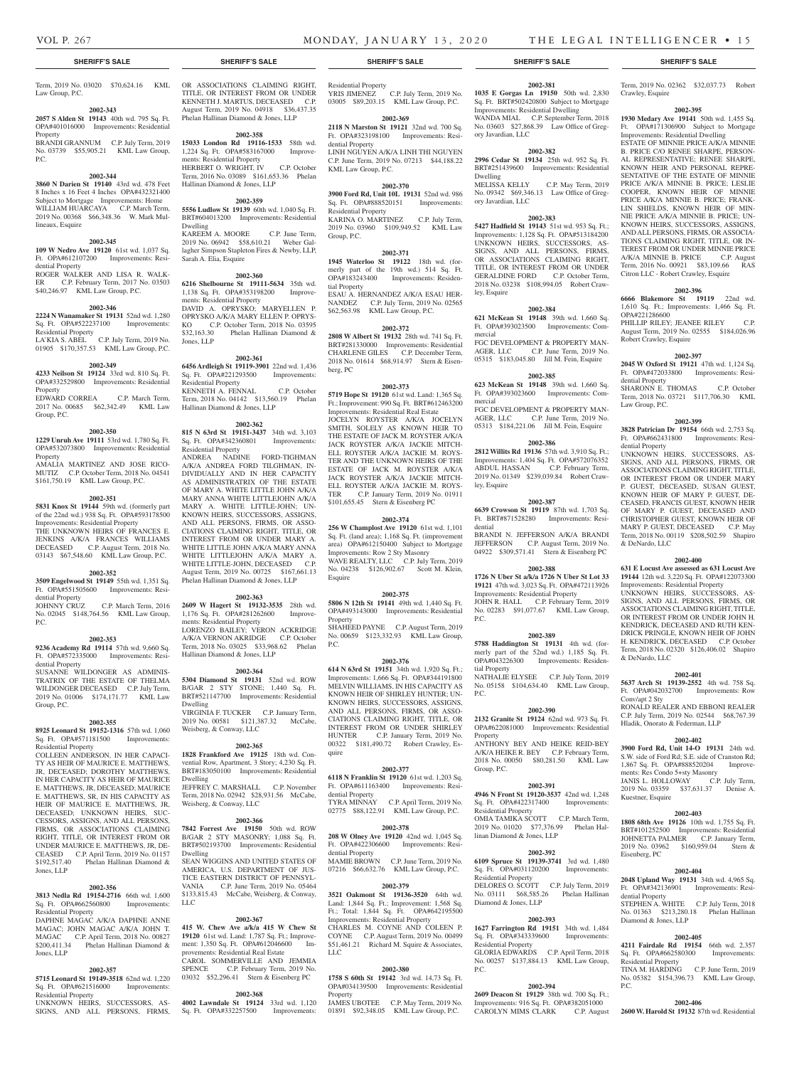**SHERIFF'S SALE**

Term, 2019 No. 03020 $70,624.16 KML Law Group, P.C.

**2002-343**

**2057 S Alden St 19143** 40th wd. 795 Sq. Ft. OPA#401016000 Improvements: Residential Property

BRANDI GRANNUM C.P. July Term, 2019 No. 03739 $55,905.21 KML Law Group, P.C.

**2002-344**

**3860 N Darien St 19140** 43rd wd. 478 Feet 8 Inches x 16 Feet 4 Inches OPA#432321400 Subject to Mortgage Improvements: Home WILLIAM HUARCAYA C.P. March Term, 2019 No. 00368 $66,348.36 W. Mark Mullineaux, Esquire

**2002-345**

**109 W Nedro Ave 19120** 61st wd. 1,037 Sq. Ft. OPA#612107200 Improvements: Residential Property

ROGER WALKER AND LISA R. WALKER C.P. February Term, 2017 No. 03503 $40,246.97 KML Law Group, P.C.

**2002-346**

**2224 N Wanamaker St 19131** 52nd wd. 1,280 Sq. Ft. OPA#522237100 Improvements: Residential Property

LA'KIA S. ABEL C.P. July Term, 2019 No. 01905 $170,357.53 KML Law Group, P.C.

**2002-349**

**4233 Neilson St 19124** 33rd wd. 810 Sq. Ft. OPA#332529800 Improvements: Residential Property

EDWARD CORREA C.P. March Term, 2017 No. 00685 $62,342.49 KML Law Group, P.C.

**2002-350**

**1229 Unruh Ave 19111** 53rd wd. 1,780 Sq. Ft. OPA#532073800 Improvements: Residential Property

AMALIA MARTINEZ AND JOSE RICOMUTIZ C.P. October Term, 2018 No. 04541 $161,750.19 KML Law Group, P.C.

**2002-351**

**5831 Knox St 19144** 59th wd. (formerly part of the 22nd wd.) 938 Sq. Ft. OPA#593178500 Improvements: Residential Property

THE UNKNOWN HEIRS OF FRANCES E. JENKINS A/K/A FRANCES WILLIAMS DECEASED C.P. August Term, 2018 No. 03143 $67,548.60 KML Law Group, P.C.

**2002-352**

**3509 Engelwood St 19149** 55th wd. 1,351 Sq. Ft. OPA#551505600 Improvements: Residential Property

JOHNNY CRUZ C.P. March Term, 2016 No. 02045 $148,764.56 KML Law Group, P.C.

**2002-353**

**9236 Academy Rd 19114** 57th wd. 9,660 Sq. Ft. OPA#572335000 Improvements: Residential Property

SUSANNE WILDONGER AS ADMINISTRATRIX OF THE ESTATE OF THELMA WILDONGER DECEASED C.P. July Term, 2019 No. 01006 $174,171.77 KML Law Group, P.C.

**2002-355**

**8925 Leonard St 19152-1316** 57th wd. 1,060 Sq. Ft. OPA#571181500 Improvements: Residential Property

COLLEEN ANDERSON, IN HER CAPACITY AS HEIR OF MAURICE E. MATTHEWS, JR, DECEASED; DOROTHY MATTHEWS, IN HER CAPACITY AS HEIR OF MAURICE E. MATTHEWS, JR, DECEASED; MAURICE E. MATTHEWS, SR, IN HIS CAPACITY AS HEIR OF MAURICE E. MATTHEWS, JR, DECEASED; UNKNOWN HEIRS, SUCCESSORS, ASSIGNS, AND ALL PERSONS, FIRMS, OR ASSOCIATIONS CLAIMING RIGHT, TITLE, OR INTEREST FROM OR UNDER MAURICE E. MATTHEWS, JR, DECEASED C.P. April Term, 2019 No. 01157 $192,517.40 Phelan Hallinan Diamond & Jones, LLP

**2002-356**

**3813 Nedla Rd 19154-2716** 66th wd. 1,600 Sq. Ft. OPA#662560800 Improvements: Residential Property

DAPHNE MAGAC A/K/A DAPHNE ANNE MAGAC; JOHN MAGAC A/K/A JOHN T. MAGAC C.P. April Term, 2018 No. 00827 $200,411.34 Phelan Hallinan Diamond & Jones, LLP

**2002-357**

**5715 Leonard St 19149-3518** 62nd wd. 1,220 Sq. Ft. OPA#621516000 Improvements: Residential Property

UNKNOWN HEIRS, SUCCESSORS, ASSIGNS, AND ALL PERSONS, FIRMS, OR ASSOCIATIONS CLAIMING RIGHT, TITLE, OR INTEREST FROM OR UNDER KENNETH J. MARTUS, DECEASED C.P. August Term, 2019 No. 04918 $36,437.35 Phelan Hallinan Diamond & Jones, LLP

**2002-358**

**15033 London Rd 19116-1533** 58th wd. 1,224 Sq. Ft. OPA#583167000 Improvements: Residential Property

HERBERT O. WRIGHT, IV C.P. October Term, 2016 No. 03089 $161,653.36 Phelan Hallinan Diamond & Jones, LLP

**2002-359**

**5556 Ludlow St 19139** 60th wd. 1,040 Sq. Ft. BRT#604013200 Improvements: Residential Dwelling

KAREEM A. MOORE C.P. June Term, 2019 No. 06942 $58,610.21 Weber Gallagher Simpson Stapleton Fires & Newby, LLP, Sarah A. Elia, Esquire

**2002-360**

**6216 Shelbourne St 19111-5634** 35th wd. 1,138 Sq. Ft. OPA#353198200 Improvements: Residential Property

DAVID A. OPRYSKO; MARYELLEN P. OPRYSKO A/K/A MARY ELLEN P. OPRYSKO C.P. October Term, 2018 No. 03595 $32,163.30 Phelan Hallinan Diamond & Jones, LLP

**2002-361**

**6456 Ardleigh St 19119-3901** 22nd wd. 1,436 Sq. Ft. OPA#221293500 Improvements: Residential Property

KENNETH A. FENNAL C.P. October Term, 2018 No. 04142 $13,560.19 Phelan Hallinan Diamond & Jones, LLP

**2002-362**

**815 N 63rd St 19151-3437** 34th wd. 3,103 Sq. Ft. OPA#342360801 Improvements: Residential Property

ANDREA NADINE FORD-TIGHMAN A/K/A ANDREA FORD TILGHMAN, INDIVIDUALLY AND IN HER CAPACITY AS ADMINISTRATRIX OF THE ESTATE OF MARY A. WHITE LITTLE JOHN A/K/A MARY ANNA WHITE LITTLEJOHN A/K/A MARY A. WHITE LITTLE-JOHN; UNKNOWN HEIRS, SUCCESSORS, ASSIGNS, AND ALL PERSONS, FIRMS, OR ASSOCIATIONS CLAIMING RIGHT, TITLE, OR INTEREST FROM OR UNDER MARY A. WHITE LITTLE JOHN A/K/A MARY ANNA WHITE LITTLEJOHN A/K/A MARY A. WHITE LITTLE-JOHN, DECEASED C.P. August Term, 2019 No. 00725 $167,661.13 Phelan Hallinan Diamond & Jones, LLP

**2002-363**

**2609 W Hagert St 19132-3535** 28th wd. 1,176 Sq. Ft. OPA#281262600 Improvements: Residential Property

LORENZO BAILEY; VERON ACKRIDGE A/K/A VERNON AKRIDGE C.P. October Term, 2018 No. 03025 $33,968.62 Phelan Hallinan Diamond & Jones, LLP

**2002-364**

**5304 Diamond St 19131** 52nd wd. ROW B/GAR 2 STY STONE; 1,440 Sq. Ft. BRT#521147700 Improvements: Residential Dwelling

VIRGINIA F. TUCKER C.P. January Term, 2019 No. 00581 $121,387.32 McCabe, Weisberg, & Conway, LLC

**2002-365**

**1828 Frankford Ave 19125** 18th wd. Conventional Row, Apartment, 3 Story; 4,230 Sq. Ft. BRT#183050100 Improvements: Residential Dwelling

JEFFREY C. MARSHALL C.P. November Term, 2018 No. 02942 $28,931.56 McCabe, Weisberg, & Conway, LLC

**2002-366**

**7842 Forrest Ave 19150** 50th wd. ROW B/GAR 2 STY MASONRY; 1,088 Sq. Ft. BRT#502193700 Improvements: Residential Dwelling

SEAN WIGGINS AND UNITED STATES OF AMERICA, U.S. DEPARTMENT OF JUSTICE EASTERN DISTRICT OF PENNSYLVANIA C.P. June Term, 2019 No. 05464 $133,815.43 McCabe, Weisberg, & Conway, LLC

**2002-367**

**415 W. Chew Ave a/k/a 415 W Chew St 19120** 61st wd. Land: 1,787 Sq. Ft.; Improvement: 1,350 Sq. Ft. OPA#612046600 Improvements: Residential Real Estate

CAROL SOMMERVILLE AND JEMMIA SPENCE C.P. February Term, 2019 No. 03032 $52,296.41 Stern & Eisenberg PC

**2002-368**

**4002 Lawndale St 19124** 33rd wd. 1,120 Sq. Ft. OPA#332257500 Improvements: Residential Property

YRIS JIMENEZ C.P. July Term, 2019 No. 03005 $89,203.15 KML Law Group, P.C.

**2002-369**

**2118 N Marston St 19121** 32nd wd. 700 Sq. Ft. OPA#323198100 Improvements: Residential Property

LINH NGUYEN A/K/A LINH THI NGUYEN C.P. June Term, 2019 No. 07213 $44,188.22 KML Law Group, P.C.

**2002-370**

**3900 Ford Rd, Unit 10L 19131** 52nd wd. 986 Sq. Ft. OPA#888520151 Improvements: Residential Property

KARINA O. MARTINEZ C.P. July Term, 2019 No. 03960 $109,949.52 KML Law Group, P.C.

**2002-371**

**1945 Waterloo St 19122** 18th wd. (formerly part of the 19th wd.) 514 Sq. Ft. OPA#183243400 Improvements: Residential Property

ESAU A. HERNANDEZ A/K/A ESAU HERNANDEZ C.P. July Term, 2019 No. 02565 $62,563.98 KML Law Group, P.C.

**2002-372**

**2808 W Albert St 19132** 28th wd. 741 Sq. Ft. BRT#281330000 Improvements: Residential CHARLENE GILES C.P. December Term, 2018 No. 01614 $68,914.97 Stern & Eisenberg, PC

**2002-373**

**5719 Hope St 19120** 61st wd. Land: 1,365 Sq. Ft.; Improvement: 990 Sq. Ft. BRT#612463200 Improvements: Residential Real Estate

JOCELYN ROYSTER A/K/A JOCELYN SMITH, SOLELY AS KNOWN HEIR TO THE ESTATE OF JACK M. ROYSTER A/K/A JACK ROYSTER A/K/A JACKIE MITCHELL ROYSTER A/K/A JACKIE M. ROYSTER AND THE UNKNOWN HEIRS OF THE ESTATE OF JACK M. ROYSTER A/K/A JACK ROYSTER A/K/A JACKIE MITCHELL ROYSTER A/K/A JACKIE M. ROYSTER C.P. January Term, 2019 No. 01911 $101,655.45 Stern & Eisenberg PC

**2002-374**

**256 W Champlost Ave 19120** 61st wd. 1,101 Sq. Ft. (land area); 1,168 Sq. Ft. (improvement area) OPA#612150400 Subject to Mortgage Improvements: Row 2 Sty Masonry

WAVE REALTY, LLC C.P. July Term, 2019 No. 04238 $126,902.67 Scott M. Klein, Esquire

**2002-375**

**5806 N 12th St 19141** 49th wd. 1,440 Sq. Ft. OPA#493143000 Improvements: Residential Property

SHAHEED PAYNE C.P. August Term, 2019 No. 00659 $123,332.93 KML Law Group, P.C.

**2002-376**

**614 N 63rd St 19151** 34th wd. 1,920 Sq. Ft.; Improvements: 1,666 Sq. Ft. OPA#344191800 MELVIN WILLIAMS, IN HIS CAPACITY AS KNOWN HEIR OF SHIRLEY HUNTER; UNKNOWN HEIRS, SUCCESSORS, ASSIGNS, AND ALL PERSONS, FIRMS, OR ASSOCIATIONS CLAIMING RIGHT, TITLE, OR INTEREST FROM OR UNDER SHIRLEY HUNTER C.P. January Term, 2019 No. 00322 $181,490.72 Robert Crawley, Esquire

**2002-377**

**6118 N Franklin St 19120** 61st wd. 1,203 Sq. Ft. OPA#611163400 Improvements: Residential Property

TYRA MINNAY C.P. April Term, 2019 No. 02775 $88,122.91 KML Law Group, P.C.

**2002-378**

**208 W Olney Ave 19120** 42nd wd. 1,045 Sq. Ft. OPA#422306600 Improvements: Residential Property

MAMIE BROWN C.P. June Term, 2019 No. 07216 $66,632.76 KML Law Group, P.C.

**2002-379**

**3521 Oakmont St 19136-3520** 64th wd. Land: 1,844 Sq. Ft.; Improvement: 1,568 Sq. Ft.; Total: 1,844 Sq. Ft. OPA#642195500 Improvements: Residential Property

CHARLES M. COYNE AND COLEEN P. COYNE C.P. August Term, 2019 No. 00499 $51,461.21 Richard M. Squire & Associates, LLC

**2002-380**

**1758 S 60th St 19142** 3rd wd. 14,73 Sq. Ft. OPA#034139500 Improvements: Residential Property

JAMES UBOTEE C.P. May Term, 2019 No. 01891 $92,348.05 KML Law Group, P.C.

**2002-381**

**1035 E Gorgas Ln 19150** 50th wd. 2,830 Sq. Ft. BRT#502420800 Subject to Mortgage Improvements: Residential Dwelling

WANDA MIAL C.P. September Term, 2018 No. 03603 $27,868.39 Law Office of Gregory Javardian, LLC

**2002-382**

**2996 Cedar St 19134** 25th wd. 952 Sq. Ft. BRT#251439600 Improvements: Residential Dwelling

MELISSA KELLY C.P. May Term, 2019 No. 09342 $69,346.13 Law Office of Gregory Javardian, LLC

**2002-383**

**5427 Hadfield St 19143** 51st wd. 953 Sq. Ft.; Improvements: 1,128 Sq. Ft. OPA#513184200 UNKNOWN HEIRS, SUCCESSORS, ASSIGNS, AND ALL PERSONS, FIRMS, OR ASSOCIATIONS CLAIMING RIGHT, TITLE, OR INTEREST FROM OR UNDER GERALDINE FORD C.P. October Term, 2018 No. 03238 $108,994.05 Robert Crawley, Esquire

**2002-384**

**621 McKean St 19148** 39th wd. 1,660 Sq. Ft. OPA#393023500 Improvements: Commercial

FGC DEVELOPMENT & PROPERTY MANAGER, LLC C.P. June Term, 2019 No. 05315 $183,045.80 Jill M. Fein, Esquire

**2002-385**

**623 McKean St 19148** 39th wd. 1,660 Sq. Ft. OPA#393023600 Improvements: Commercial

FGC DEVELOPMENT & PROPERTY MANAGER, LLC C.P. June Term, 2019 No. 05313 $184,221.06 Jill M. Fein, Esquire

**2002-386**

**2812 Willits Rd 19136** 57th wd. 3,910 Sq. Ft.; Improvements: 1,404 Sq. Ft. OPA#572076352 ABDUL HASSAN C.P. February Term, 2019 No. 01349 $239,039.84 Robert Crawley, Esquire

**2002-387**

**6639 Crowson St 19119** 87th wd. 1,703 Sq. Ft. BRT#871528280 Improvements: Residential

BRANDI N. JEFFERSON A/K/A BRANDI JEFFERSON C.P. August Term, 2019 No. 04922 $309,571.41 Stern & Eisenberg PC

**2002-388**

**1726 N Uber St a/k/a 1726 N Uber St Lot 33 19121** 47th wd. 3,023 Sq. Ft. OPA#472113926 Improvements: Residential Property

JOHN R. HALL C.P. February Term, 2019 No. 02283 $91,077.67 KML Law Group, P.C.

**2002-389**

**5788 Haddington St 19131** 4th wd. (formerly part of the 52nd wd.) 1,185 Sq. Ft. OPA#043226300 Improvements: Residential Property

NATHALIE ELYSEE C.P. July Term, 2019 No. 05158 $104,634.40 KML Law Group, P.C.

**2002-390**

**2132 Granite St 19124** 62nd wd. 973 Sq. Ft. OPA#622081000 Improvements: Residential Property

ANTHONY BEY AND HEIKE REID-BEY A/K/A HEIKE R. BEY C.P. February Term, 2018 No. 00050 $80,281.50 KML Law Group, P.C.

**2002-391**

**4946 N Front St 19120-3537** 42nd wd. 1,248 Sq. Ft. OPA#422317400 Improvements: Residential Property

OMIA TAMIKA SCOTT C.P. March Term, 2019 No. 01020 $77,376.99 Phelan Hallinan Diamond & Jones, LLP

**2002-392**

**6109 Spruce St 19139-3741** 3rd wd. 1,480 Sq. Ft. OPA#031120200 Improvements: Residential Property

DELORES O. SCOTT C.P. July Term, 2019 No. 03111 $68,585.26 Phelan Hallinan Diamond & Jones, LLP

**2002-393**

**1627 Farrington Rd 19151** 34th wd. 1,484 Sq. Ft. OPA#343339600 Improvements: Residential Property

GLORIA EDWARDS C.P. April Term, 2018 No. 00257 $137,884.13 KML Law Group, P.C.

**2002-394**

**2609 Deacon St 19129** 38th wd. 700 Sq. Ft.; Improvements: 916 Sq. Ft. OPA#382051000 CAROLYN MIMS CLARK C.P. August Term, 2019 No. 02362 $32,037.73 Robert Crawley, Esquire

**2002-395**

**1930 Medary Ave 19141** 50th wd. 1,455 Sq. Ft. OPA#171306900 Subject to Mortgage Improvements: Residential Dwelling

ESTATE OF MINNIE PRICE A/K/A MINNIE B. PRICE C/O RENEE SHARPE, PERSONAL REPRESENTATIVE; RENEE SHARPE, KNOWN HEIR AND PERSONAL REPRESENTATIVE OF THE ESTATE OF MINNIE PRICE A/K/A MINNIE B. PRICE; LESLIE COOPER, KNOWN HEIR OF MINNIE PRICE A/K/A MINNIE B. PRICE; FRANKLIN SHIELDS, KNOWN HEIR OF MINNIE PRICE A/K/A MINNIE B. PRICE; UNKNOWN HEIRS, SUCCESSORS, ASSIGNS, AND ALL PERSONS, FIRMS, OR ASSOCIATIONS CLAIMING RIGHT, TITLE, OR INTEREST FROM OR UNDER MINNIE PRICE A/K/A MINNIE B. PRICE C.P. August Term, 2016 No. 00921 $83,109.66 RAS Citron LLC - Robert Crawley, Esquire

**2002-396**

**6666 Blakemore St 19119** 22nd wd. 1,610 Sq. Ft.; Improvements: 1,466 Sq. Ft. OPA#221286600

PHILLIP RILEY; JEANEE RILEY C.P. August Term, 2019 No. 02555 $184,026.96 Robert Crawley, Esquire

**2002-397**

**2045 W Oxford St 19121** 47th wd. 1,124 Sq. Ft. OPA#472033800 Improvements: Residential Property

SHARONN E. THOMAS C.P. October Term, 2018 No. 03721 $117,706.30 KML Law Group, P.C.

**2002-399**

**3828 Patrician Dr 19154** 66th wd. 2,753 Sq. Ft. OPA#662431800 Improvements: Residential Property

UNKNOWN HEIRS, SUCCESSORS, ASSIGNS, AND ALL PERSONS, FIRMS, OR ASSOCIATIONS CLAIMING RIGHT, TITLE, OR INTEREST FROM OR UNDER MARY P. GUEST, DECEASED, SUSAN GUEST, KNOWN HEIR OF MARY P. GUEST, DECEASED, FRANCIS GUEST, KNOWN HEIR OF MARY P. GUEST, DECEASED AND CHRISTOPHER GUEST, KNOWN HEIR OF MARY P. GUEST, DECEASED C.P. May Term, 2018 No. 00119 $208,502.59 Shapiro & DeNardo, LLC

**2002-400**

**631 E Locust Ave assessed as 631 Locust Ave 19144** 12th wd. 3,220 Sq. Ft. OPA#122073300 Improvements: Residential Property

UNKNOWN HEIRS, SUCCESSORS, ASSIGNS, AND ALL PERSONS, FIRMS, OR ASSOCIATIONS CLAIMING RIGHT, TITLE, OR INTEREST FROM OR UNDER JOHN H. KENDRICK, DECEASED AND RUTH KENDRICK PRINGLE, KNOWN HEIR OF JOHN H. KENDRICK, DECEASED C.P. October Term, 2018 No. 02320 $126,406.02 Shapiro & DeNardo, LLC

**2002-401**

**5637 Arch St 19139-2552** 4th wd. 758 Sq. Ft. OPA#042032700 Improvements: Row Conv/apt 2 Sty

RONALD REALER AND EBBONI REALER C.P. July Term, 2019 No. 02544 $68,767.39 Hladik, Onorato & Federman, LLP

**2002-402**

**3900 Ford Rd, Unit 14-O 19131** 24th wd. S.W. side of Ford Rd; S.E. side of Cranston Rd; 1,867 Sq. Ft. OPA#888520204 Improvements: Res Condo 5+sty Masonry

JANIS L. HOLLOWAY C.P. July Term, 2019 No. 03359 $37,631.37 Denise A. Kuestner, Esquire

**2002-403**

**1808 68th Ave 19126** 10th wd. 1,755 Sq. Ft. BRT#101252500 Improvements: Residential JOHNETTA PALMER C.P. January Term, 2019 No. 03962 $160,959.04 Stern & Eisenberg, PC

**2002-404**

**2048 Upland Way 19131** 34th wd. 4,965 Sq. Ft. OPA#342136901 Improvements: Residential Property

STEPHEN A. WHITE C.P. July Term, 2018 No. 01363 $213,280.18 Phelan Hallinan Diamond & Jones, LLP

**2002-405**

**4211 Fairdale Rd 19154** 66th wd. 2,357 Sq. Ft. OPA#662580300 Improvements: Residential Property

TINA M. HARDING C.P. June Term, 2019 No. 05382 $154,396.73 KML Law Group, P.C.

**2002-406**

**2600 W. Harold St 19132** 87th wd. Residential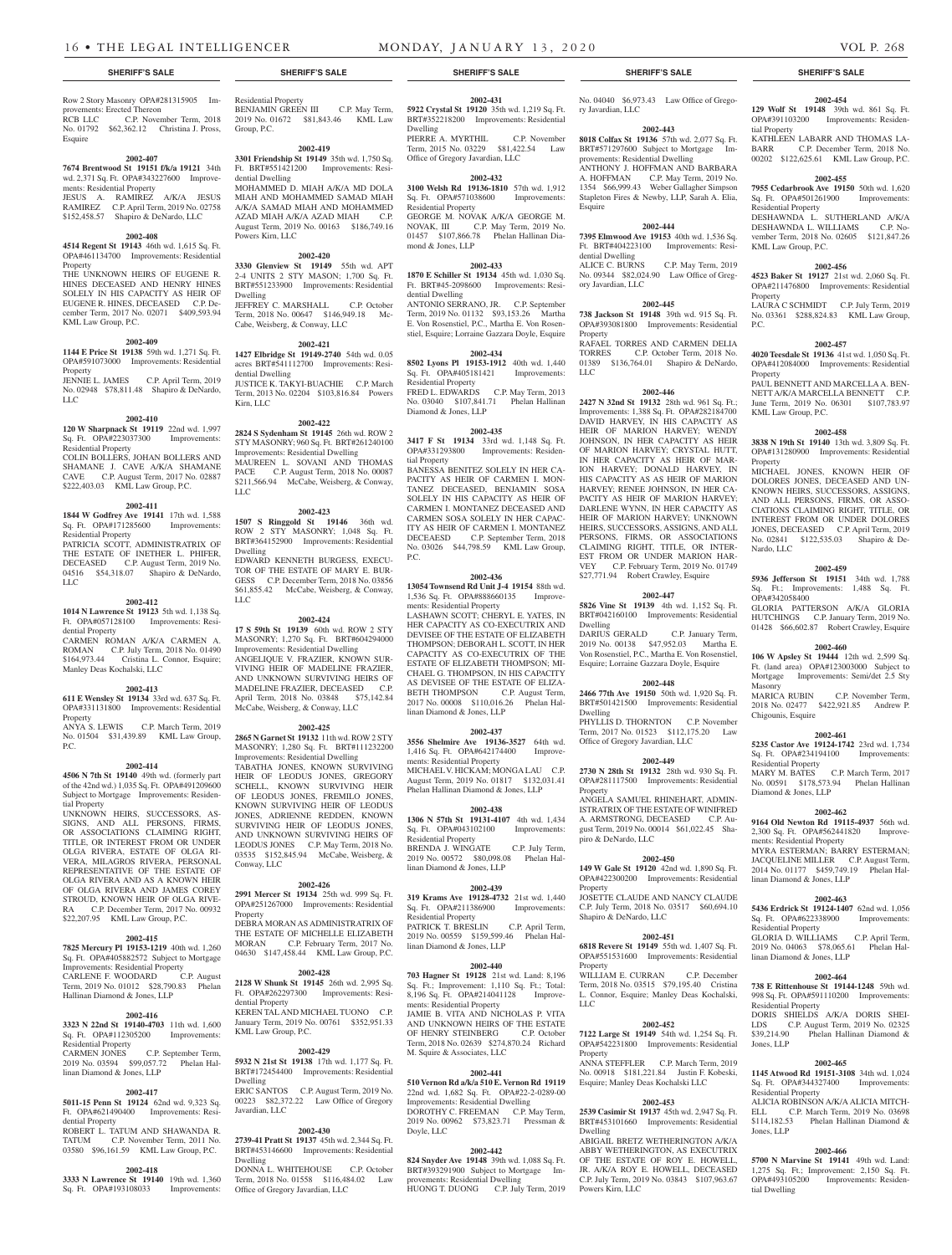**SHERIFF'S SALE**

Row 2 Story Masonry OPA#281315905 Improvements: Erected Thereon
RCB LLC C.P. November Term, 2018 No. 01792 $62,362.12 Christina J. Pross, Esquire

**2002-407**

**7674 Brentwood St 19151 f/k/a 19121** 34th wd. 2,371 Sq. Ft. OPA#343227600 Improvements: Residential Property
JESUS A. RAMIREZ A/K/A JESUS RAMIREZ C.P. April Term, 2019 No. 02758 $152,458.57 Shapiro & DeNardo, LLC

**2002-408**

**4514 Regent St 19143** 46th wd. 1,615 Sq. Ft. OPA#461134700 Improvements: Residential Property
THE UNKNOWN HEIRS OF EUGENE R. HINES DECEASED AND HENRY HINES SOLELY IN HIS CAPACITY AS HEIR OF EUGENE R. HINES, DECEASED C.P. December Term, 2017 No. 02071 $409,593.94 KML Law Group, P.C.

**2002-409**

**1144 E Price St 19138** 59th wd. 1,271 Sq. Ft. OPA#591073000 Improvements: Residential Property
JENNIE L. JAMES C.P. April Term, 2019 No. 02948 $78,811.48 Shapiro & DeNardo, LLC

**2002-410**

**120 W Sharpnack St 19119** 22nd wd. 1,997 Sq. Ft. OPA#223037300 Improvements: Residential Property
COLIN BOLLERS, JOHAN BOLLERS AND SHAMANE J. CAVE A/K/A SHAMANE CAVE C.P. August Term, 2017 No. 02887 $222,403.03 KML Law Group, P.C.

**2002-411**

**1844 W Godfrey Ave 19141** 17th wd. 1,588 Sq. Ft. OPA#171285600 Improvements: Residential Property
PATRICIA SCOTT, ADMINISTRATRIX OF THE ESTATE OF INETHER L. PHIFER, DECEASED C.P. August Term, 2019 No. 04516 $54,318.07 Shapiro & DeNardo, LLC

**2002-412**

**1014 N Lawrence St 19123** 5th wd. 1,138 Sq. Ft. OPA#057128100 Improvements: Residential Property
CARMEN ROMAN A/K/A CARMEN A. ROMAN C.P. July Term, 2018 No. 01490 $164,973.44 Cristina L. Connor, Esquire; Manley Deas Kochalski, LLC

**2002-413**

**611 E Wensley St 19134** 33rd wd. 637 Sq. Ft. OPA#331131800 Improvements: Residential Property
ANYA S. LEWIS C.P. March Term, 2019 No. 01504 $31,439.89 KML Law Group, P.C.

**2002-414**

**4506 N 7th St 19140** 49th wd. (formerly part of the 42nd wd.) 1,035 Sq. Ft. OPA#491209600 Subject to Mortgage Improvements: Residential Property
UNKNOWN HEIRS, SUCCESSORS, ASSIGNS, AND ALL PERSONS, FIRMS, OR ASSOCIATIONS CLAIMING RIGHT, TITLE, OR INTEREST FROM OR UNDER OLGA RIVERA, ESTATE OF OLGA RIVERA, MILAGROS RIVERA, PERSONAL REPRESENTATIVE OF THE ESTATE OF OLGA RIVERA AND AS A KNOWN HEIR OF OLGA RIVERA AND JAMES COREY STROUD, KNOWN HEIR OF OLGA RIVERA C.P. December Term, 2017 No. 00932 $22,207.95 KML Law Group, P.C.

**2002-415**

**7825 Mercury Pl 19153-1219** 40th wd. 1,260 Sq. Ft. OPA#405882572 Subject to Mortgage Improvements: Residential Property
CARLENE F. WOODARD C.P. August Term, 2019 No. 01012 $28,790.83 Phelan Hallinan Diamond & Jones, LLP

**2002-416**

**3323 N 22nd St 19140-4703** 11th wd. 1,600 Sq. Ft. OPA#112305200 Improvements: Residential Property
CARMEN JONES C.P. September Term, 2019 No. 03594 $99,057.72 Phelan Hallinan Diamond & Jones, LLP

**2002-417**

**5011-15 Penn St 19124** 62nd wd. 9,323 Sq. Ft. OPA#621490400 Improvements: Residential Property
ROBERT L. TATUM AND SHAWANDA R. TATUM C.P. November Term, 2011 No. 03580 $96,161.59 KML Law Group, P.C.

**2002-418**

**3333 N Lawrence St 19140** 19th wd. 1,360 Sq. Ft. OPA#193108033 Improvements: Residential Property
BENJAMIN GREEN III C.P. May Term, 2019 No. 01672 $81,843.46 KML Law Group, P.C.

**2002-419**

**3301 Friendship St 19149** 35th wd. 1,750 Sq. Ft. BRT#551421200 Improvements: Residential Dwelling
MOHAMMED D. MIAH A/K/A MD DOLA MIAH AND MOHAMMED SAMAD MIAH A/K/A SAMAD MIAH AND MOHAMMED AZAD MIAH A/K/A AZAD MIAH C.P. August Term, 2019 No. 00163 $186,749.16 Powers Kirn, LLC

**2002-420**

**3330 Glenview St 19149** 55th wd. APT 2-4 UNITS 2 STY MASON; 1,700 Sq. Ft. BRT#551233900 Improvements: Residential Dwelling
JEFFREY C. MARSHALL C.P. October Term, 2018 No. 00647 $146,949.18 McCabe, Weisberg, & Conway, LLC

**2002-421**

**1427 Elbridge St 19149-2740** 54th wd. 0.05 acres BRT#541112700 Improvements: Residential Dwelling
JUSTICE K. TAKYI-BUACHIE C.P. March Term, 2013 No. 02204 $103,816.84 Powers Kirn, LLC

**2002-422**

**2824 S Sydenham St 19145** 26th wd. ROW 2 STY MASONRY; 960 Sq. Ft. BRT#261240100 Improvements: Residential Dwelling
MAUREEN L. SOVANI AND THOMAS PACE C.P. August Term, 2018 No. 00087 $211,566.94 McCabe, Weisberg, & Conway, LLC

**2002-423**

**1507 S Ringgold St 19146** 36th wd. ROW 2 STY MASONRY; 1,048 Sq. Ft. BRT#364152900 Improvements: Residential Dwelling
EDWARD KENNETH BURGESS, EXECUTOR OF THE ESTATE OF MARY E. BURGESS C.P. December Term, 2018 No. 03856 $61,855.42 McCabe, Weisberg, & Conway, LLC

**2002-424**

**17 S 59th St 19139** 60th wd. ROW 2 STY MASONRY; 1,270 Sq. Ft. BRT#604294000 Improvements: Residential Dwelling
ANGELIQUE V. FRAZIER, KNOWN SURVIVING HEIR OF MADELINE FRAZIER, AND UNKNOWN SURVIVING HEIRS OF MADELINE FRAZIER, DECEASED C.P. April Term, 2018 No. 03848 $75,142.84 McCabe, Weisberg, & Conway, LLC

**2002-425**

**2865 N Garnet St 19132** 11th wd. ROW 2 STY MASONRY; 1,280 Sq. Ft. BRT#111232200 Improvements: Residential Dwelling
TABATHA JONES, KNOWN SURVIVING HEIR OF LEODUS JONES, GREGORY SCHELL, KNOWN SURVIVING HEIR OF LEODUS JONES, FREMILO JONES, KNOWN SURVIVING HEIR OF LEODUS JONES, ADRIENNE REDDEN, KNOWN SURVIVING HEIR OF LEODUS JONES, AND UNKNOWN SURVIVING HEIRS OF LEODUS JONES C.P. May Term, 2018 No. 03535 $152,845.94 McCabe, Weisberg, & Conway, LLC

**2002-426**

**2991 Mercer St 19134** 25th wd. 999 Sq. Ft. OPA#251267000 Improvements: Residential Property
DEBRA MORAN AS ADMINISTRATRIX OF THE ESTATE OF MICHELLE ELIZABETH MORAN C.P. February Term, 2017 No. 04630 $147,458.44 KML Law Group, P.C.

**2002-428**

**2128 W Shunk St 19145** 26th wd. 2,995 Sq. Ft. OPA#262297300 Improvements: Residential Property
KEREN TAL AND MICHAEL TUONO C.P. January Term, 2019 No. 00761 $352,951.33 KML Law Group, P.C.

**2002-429**

**5932 N 21st St 19138** 17th wd. 1,177 Sq. Ft. BRT#172454400 Improvements: Residential Dwelling
ERIC SANTOS C.P. August Term, 2019 No. 00223 $82,372.22 Law Office of Gregory Javardian, LLC

**2002-430**

**2739-41 Pratt St 19137** 45th wd. 2,344 Sq. Ft. BRT#453146600 Improvements: Residential Dwelling
DONNA L. WHITEHOUSE C.P. October Term, 2018 No. 01558 $116,484.02 Law Office of Gregory Javardian, LLC

**2002-431**

**5922 Crystal St 19120** 35th wd. 1,219 Sq. Ft. BRT#352218200 Improvements: Residential Dwelling
PIERRE A. MYRTHIL C.P. November Term, 2015 No. 03229 $81,422.54 Law Office of Gregory Javardian, LLC

**2002-432**

**3100 Welsh Rd 19136-1810** 57th wd. 1,912 Sq. Ft. OPA#571038600 Improvements: Residential Property
GEORGE M. NOVAK A/K/A GEORGE M. NOVAK, III C.P. May Term, 2019 No. 01457 $107,866.78 Phelan Hallinan Diamond & Jones, LLP

**2002-433**

**1870 E Schiller St 19134** 45th wd. 1,030 Sq. Ft. BRT#45-2098600 Improvements: Residential Dwelling
ANTONIO SERRANO, JR. C.P. September Term, 2019 No. 01132 $93,153.26 Martha E. Von Rosenstiel, P.C., Martha E. Von Rosenstiel, Esquire; Lorraine Gazzara Doyle, Esquire

**2002-434**

**8502 Lyons Pl 19153-1912** 40th wd. 1,440 Sq. Ft. OPA#405181421 Improvements: Residential Property
FRED L. EDWARDS C.P. May Term, 2013 No. 03040 $107,841.71 Phelan Hallinan Diamond & Jones, LLP

**2002-435**

**3417 F St 19134** 33rd wd. 1,148 Sq. Ft. OPA#331293800 Improvements: Residential Property
BANESSA BENITEZ SOLELY IN HER CAPACITY AS HEIR OF CARMEN I. MONTANEZ DECEASED, BENJAMIN SOSA SOLELY IN HIS CAPACITY AS HEIR OF CARMEN I. MONTANEZ DECEASED AND CARMEN SOSA SOLELY IN HER CAPACITY AS HEIR OF CARMEN I. MONTANEZ DECEAESD C.P. September Term, 2018 No. 03026 $44,798.59 KML Law Group, P.C.

**2002-436**

**13054 Townsend Rd Unit J-4 19154** 88th wd. 1,536 Sq. Ft. OPA#888660135 Improvements: Residential Property
LASHAWN SCOTT; CHERYL E. YATES, IN HER CAPACITY AS CO-EXECUTRIX AND DEVISEE OF THE ESTATE OF ELIZABETH THOMPSON; DEBORAH L. SCOTT, IN HER CAPACITY AS CO-EXECUTRIX OF THE ESTATE OF ELIZABETH THOMPSON; MICHAEL G. THOMPSON, IN HIS CAPACITY AS DEVISEE OF THE ESTATE OF ELIZABETH THOMPSON C.P. August Term, 2017 No. 00008 $110,016.26 Phelan Hallinan Diamond & Jones, LLP

**2002-437**

**3556 Shelmire Ave 19136-3527** 64th wd. 1,416 Sq. Ft. OPA#642174400 Improvements: Residential Property
MICHAEL V. HICKAM; MONGA LAU C.P. August Term, 2019 No. 01817 $132,031.41 Phelan Hallinan Diamond & Jones, LLP

**2002-438**

**1306 N 57th St 19131-4107** 4th wd. 1,434 Sq. Ft. OPA#043102100 Improvements: Residential Property
BRENDA J. WINGATE C.P. July Term, 2019 No. 00572 $80,098.08 Phelan Hallinan Diamond & Jones, LLP

**2002-439**

**319 Krams Ave 19128-4732** 21st wd. 1,440 Sq. Ft. OPA#211386900 Improvements: Residential Property
PATRICK T. BRESLIN C.P. April Term, 2019 No. 00559 $159,599.46 Phelan Hallinan Diamond & Jones, LLP

**2002-440**

**703 Hagner St 19128** 21st wd. Land: 8,196 Sq. Ft.; Improvement: 1,110 Sq. Ft.; Total: 8,196 Sq. Ft. OPA#214041128 Improvements: Residential Property
JAMIE B. VITA AND NICHOLAS P. VITA AND UNKNOWN HEIRS OF THE ESTATE OF HENRY STEINBERG C.P. October Term, 2018 No. 02639 $274,870.24 Richard M. Squire & Associates, LLC

**2002-441**

**510 Vernon Rd a/k/a 510 E. Vernon Rd 19119** 22nd wd. 1,682 Sq. Ft. OPA#22-2-0289-00 Improvements: Residential Dwelling
DOROTHY C. FREEMAN C.P. May Term, 2019 No. 00962 $73,823.71 Pressman & Doyle, LLC

**2002-442**

**824 Snyder Ave 19148** 39th wd. 1,088 Sq. Ft. BRT#393291900 Subject to Mortgage Improvements: Residential Dwelling
HUONG T. DUONG C.P. July Term, 2019 No. 04040 $6,973.43 Law Office of Gregory Javardian, LLC

**2002-443**

**8018 Colfax St 19136** 57th wd. 2,077 Sq. Ft. BRT#571297600 Subject to Mortgage Improvements: Residential Dwelling
ANTHONY J. HOFFMAN AND BARBARA A. HOFFMAN C.P. May Term, 2019 No. 1354 $66,999.43 Weber Gallagher Simpson Stapleton Fires & Newby, LLP, Sarah A. Elia, Esquire

**2002-444**

**7395 Elmwood Ave 19153** 40th wd. 1,536 Sq. Ft. BRT#404223100 Improvements: Residential Dwelling
ALICE C. BURNS C.P. May Term, 2019 No. 09344 $82,024.90 Law Office of Gregory Javardian, LLC

**2002-445**

**738 Jackson St 19148** 39th wd. 915 Sq. Ft. OPA#393081800 Improvements: Residential Property
RAFAEL TORRES AND CARMEN DELIA TORRES C.P. October Term, 2018 No. 01389 $136,764.01 Shapiro & DeNardo, LLC

**2002-446**

**2427 N 32nd St 19132** 28th wd. 961 Sq. Ft.; Improvements: 1,388 Sq. Ft. OPA#282184700
DAVID HARVEY, IN HIS CAPACITY AS HEIR OF MARION HARVEY; WENDY JOHNSON, IN HER CAPACITY AS HEIR OF MARION HARVEY; CRYSTAL HUTT, IN HER CAPACITY AS HEIR OF MARION HARVEY; DONALD HARVEY, IN HIS CAPACITY AS HEIR OF MARION HARVEY; RENEE JOHNSON, IN HER CAPACITY AS HEIR OF MARION HARVEY; DARLENE WYNN, IN HER CAPACITY AS HEIR OF MARION HARVEY; UNKNOWN HEIRS, SUCCESSORS, ASSIGNS, AND ALL PERSONS, FIRMS, OR ASSOCIATIONS CLAIMING RIGHT, TITLE, OR INTEREST FROM OR UNDER MARION HARVEY C.P. February Term, 2019 No. 01749 $27,771.94 Robert Crawley, Esquire

**2002-447**

**5826 Vine St 19139** 4th wd. 1,152 Sq. Ft. BRT#042160100 Improvements: Residential Dwelling
DARIUS GERALD C.P. January Term, 2019 No. 00138 $47,952.03 Martha E. Von Rosenstiel, P.C., Martha E. Von Rosenstiel, Esquire; Lorraine Gazzara Doyle, Esquire

**2002-448**

**2466 77th Ave 19150** 50th wd. 1,920 Sq. Ft. BRT#501421500 Improvements: Residential Dwelling
PHYLLIS D. THORNTON C.P. November Term, 2017 No. 01523 $112,175.20 Law Office of Gregory Javardian, LLC

**2002-449**

**2730 N 28th St 19132** 28th wd. 930 Sq. Ft. OPA#281117500 Improvements: Residential Property
ANGELA SAMUEL RHINEHART, ADMINISTRATRIX OF THE ESTATE OF WINIFRED A. ARMSTRONG, DECEASED C.P. August Term, 2019 No. 00014 $61,022.45 Shapiro & DeNardo, LLC

**2002-450**

**149 W Gale St 19120** 42nd wd. 1,890 Sq. Ft. OPA#422300200 Improvements: Residential Property
JOSETTE CLAUDE AND NANCY CLAUDE C.P. July Term, 2018 No. 03517 $60,694.10 Shapiro & DeNardo, LLC

**2002-451**

**6818 Revere St 19149** 55th wd. 1,407 Sq. Ft. OPA#551531600 Improvements: Residential Property
WILLIAM E. CURRAN C.P. December Term, 2018 No. 03515 $79,195.40 Cristina L. Connor, Esquire; Manley Deas Kochalski, LLC

**2002-452**

**7122 Large St 19149** 54th wd. 1,254 Sq. Ft. OPA#542231800 Improvements: Residential Property
ANNA STEFFLER C.P. March Term, 2019 No. 00918 $181,221.84 Justin F. Kobeski, Esquire; Manley Deas Kochalski LLC

**2002-453**

**2539 Casimir St 19137** 45th wd. 2,947 Sq. Ft. BRT#453101660 Improvements: Residential Dwelling
ABIGAIL BRETZ WETHERINGTON A/K/A ABBY WETHERINGTON, AS EXECUTRIX OF THE ESTATE OF ROY E. HOWELL, JR. A/K/A ROY E. HOWELL, DECEASED C.P. July Term, 2019 No. 03843 $107,963.67 Powers Kirn, LLC

**2002-454**

**129 Wolf St 19148** 39th wd. 861 Sq. Ft. OPA#391103200 Improvements: Residential Property
KATHLEEN LABARR AND THOMAS LABARR C.P. December Term, 2018 No. 00202 $122,625.61 KML Law Group, P.C.

**2002-455**

**7955 Cedarbrook Ave 19150** 50th wd. 1,620 Sq. Ft. OPA#501261900 Improvements: Residential Property
DESHAWNDA L. SUTHERLAND A/K/A DESHAWNDA L. WILLIAMS C.P. November Term, 2018 No. 02605 $121,847.26 KML Law Group, P.C.

**2002-456**

**4523 Baker St 19127** 21st wd. 2,060 Sq. Ft. OPA#211476800 Improvements: Residential Property
LAURA C SCHMIDT C.P. July Term, 2019 No. 03361 $288,824.83 KML Law Group, P.C.

**2002-457**

**4020 Teesdale St 19136** 41st wd. 1,050 Sq. Ft. OPA#412084000 Improvements: Residential Property
PAUL BENNETT AND MARCELLA A. BENNETT A/K/A MARCELLA BENNETT C.P. June Term, 2019 No. 06301 $107,783.97 KML Law Group, P.C.

**2002-458**

**3838 N 19th St 19140** 13th wd. 3,809 Sq. Ft. OPA#131280900 Improvements: Residential Property
MICHAEL JONES, KNOWN HEIR OF DOLORES JONES, DECEASED AND UNKNOWN HEIRS, SUCCESSORS, ASSIGNS, AND ALL PERSONS, FIRMS, OR ASSOCIATIONS CLAIMING RIGHT, TITLE, OR INTEREST FROM OR UNDER DOLORES JONES, DECEASED C.P. April Term, 2019 No. 02841 $122,535.03 Shapiro & DeNardo, LLC

**2002-459**

**5936 Jefferson St 19151** 34th wd. 1,788 Sq. Ft.; Improvements: 1,488 Sq. Ft. OPA#342058400
GLORIA PATTERSON A/K/A GLORIA HUTCHINGS C.P. January Term, 2019 No. 01428 $66,602.87 Robert Crawley, Esquire

**2002-460**

**106 W Apsley St 19444** 12th wd. 2,599 Sq. Ft. (land area) OPA#123003000 Subject to Mortgage Improvements: Semi/det 2.5 Sty Masonry
MARICA RUBIN C.P. November Term, 2018 No. 02477 $422,921.85 Andrew P. Chigounis, Esquire

**2002-461**

**5235 Castor Ave 19124-1742** 23rd wd. 1,734 Sq. Ft. OPA#234194100 Improvements: Residential Property
MARY M. BATES C.P. March Term, 2017 No. 00591 $178,573.94 Phelan Hallinan Diamond & Jones, LLP

**2002-462**

**9164 Old Newton Rd 19115-4937** 56th wd. 2,300 Sq. Ft. OPA#562441820 Improvements: Residential Property
MYRA ESTERMAN; BARRY ESTERMAN; JACQUELINE MILLER C.P. August Term, 2014 No. 01177 $459,749.19 Phelan Hallinan Diamond & Jones, LLP

**2002-463**

**5436 Erdrick St 19124-1407** 62nd wd. 1,056 Sq. Ft. OPA#622338900 Improvements: Residential Property
GLORIA D. WILLIAMS C.P. April Term, 2019 No. 04063 $78,065.61 Phelan Hallinan Diamond & Jones, LLP

**2002-464**

**738 E Rittenhouse St 19144-1248** 59th wd. 998 Sq. Ft. OPA#591110200 Improvements: Residential Property
DORIS SHIELDS A/K/A DORIS SHEILDS C.P. August Term, 2019 No. 02325 $39,214.90 Phelan Hallinan Diamond & Jones, LLP

**2002-465**

**1145 Atwood Rd 19151-3108** 34th wd. 1,024 Sq. Ft. OPA#344327400 Improvements: Residential Property
ALICIA ROBINSON A/K/A ALICIA MITCHELL C.P. March Term, 2019 No. 03698 $114,182.53 Phelan Hallinan Diamond & Jones, LLP

**2002-466**

**5700 N Marvine St 19141** 49th wd. Land: 1,275 Sq. Ft.; Improvement: 2,150 Sq. Ft. OPA#493105200 Improvements: Residential Dwelling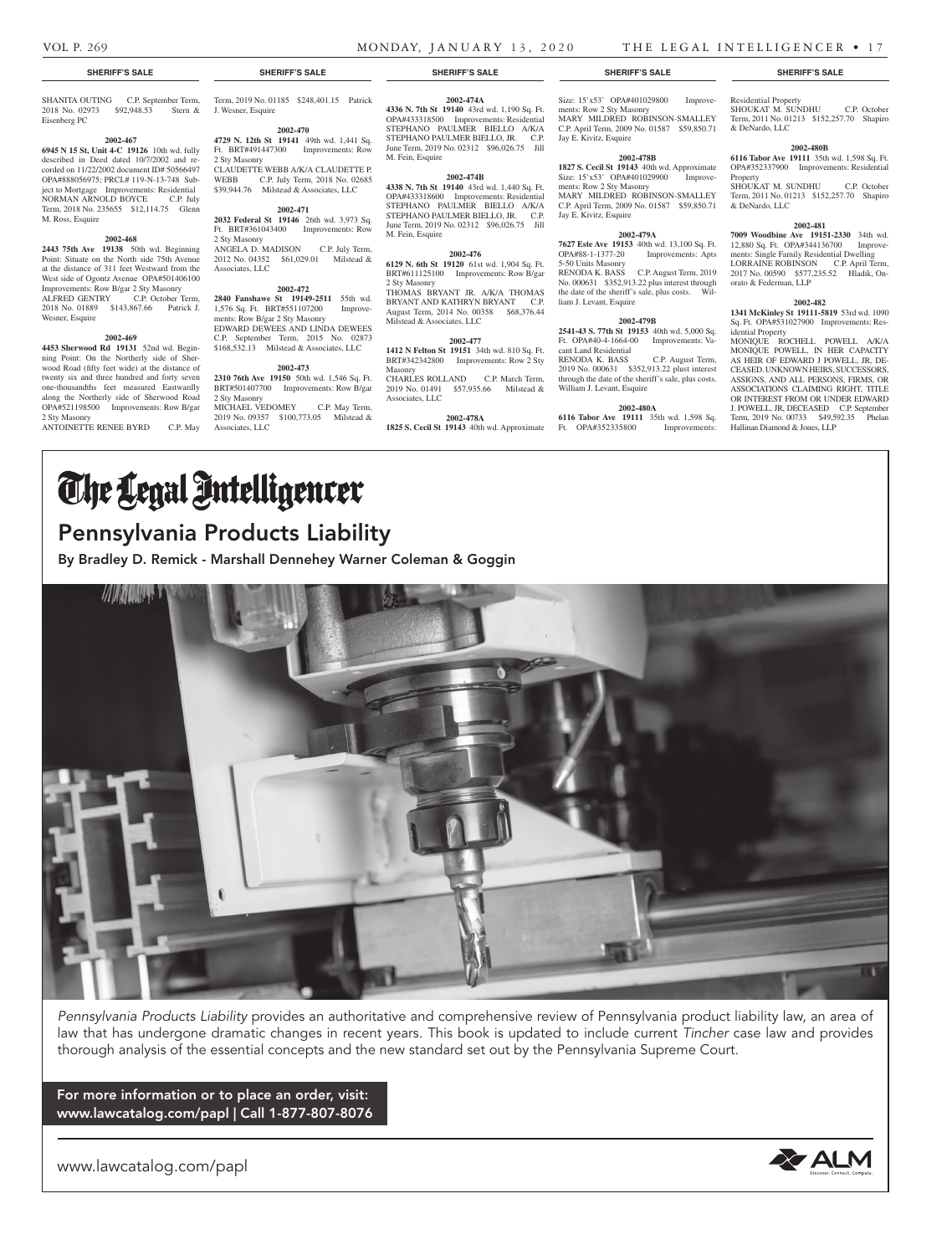SHERIFF'S SALE

SHANITA OUTING C.P. September Term, 2018 No. 02973 $92,948.53 Stern & Eisenberg PC

**2002-467**

**6945 N 15 St, Unit 4-C 19126** 10th wd. fully described in Deed dated 10/7/2002 and recorded on 11/22/2002 document ID# 50566497 OPA#888056975; PRCL# 119-N-13-748 Subject to Mortgage Improvements: Residential NORMAN ARNOLD BOYCE C.P. July Term, 2018 No. 235655 $12,114.75 Glenn M. Ross, Esquire

**2002-468**

**2443 75th Ave 19138** 50th wd. Beginning Point: Situate on the North side 75th Avenue at the distance of 311 feet Westward from the West side of Ogontz Avenue OPA#501406100 Improvements: Row B/gar 2 Sty Masonry ALFRED GENTRY C.P. October Term, 2018 No. 01889 $143,867.66 Patrick J. Wesner, Esquire

**2002-469**

**4453 Sherwood Rd 19131** 52nd wd. Beginning Point: On the Northerly side of Sherwood Road (fifty feet wide) at the distance of twenty six and three hundred and forty seven one-thousandths feet measured Eastwardly along the Northerly side of Sherwood Road OPA#521198500 Improvements: Row B/gar 2 Sty Masonry ANTOINETTE RENEE BYRD C.P. May Term, 2019 No. 01185 $248,401.15 Patrick J. Wesner, Esquire

**2002-470**

**4729 N. 12th St 19141** 49th wd. 1,441 Sq. Ft. BRT#491447300 Improvements: Row 2 Sty Masonry CLAUDETTE WEBB A/K/A CLAUDETTE P. WEBB C.P. July Term, 2018 No. 02685 $39,944.76 Milstead & Associates, LLC

**2002-471**

**2032 Federal St 19146** 26th wd. 3,973 Sq. Ft. BRT#361043400 Improvements: Row 2 Sty Masonry ANGELA D. MADISON C.P. July Term, 2012 No. 04352 $61,029.01 Milstead & Associates, LLC

**2002-472**

**2840 Fanshawe St 19149-2511** 55th wd. 1,576 Sq. Ft. BRT#551107200 Improvements: Row B/gar 2 Sty Masonry EDWARD DEWEES AND LINDA DEWEES C.P. September Term, 2015 No. 02873 $168,532.13 Milstead & Associates, LLC

**2002-473**

**2310 76th Ave 19150** 50th wd. 1,546 Sq. Ft. BRT#501407700 Improvements: Row B/gar 2 Sty Masonry MICHAEL VEDOMEY C.P. May Term, 2019 No. 09357 $100,773.05 Milstead & Associates, LLC

**2002-474A**

**4336 N. 7th St 19140** 43rd wd. 1,190 Sq. Ft. OPA#433318500 Improvements: Residential STEPHANO PAULMER BIELLO A/K/A STEPHANO PAULMER BIELLO, JR. C.P. June Term, 2019 No. 02312 $96,026.75 Jill M. Fein, Esquire

**2002-474B**

**4338 N. 7th St 19140** 43rd wd. 1,440 Sq. Ft. OPA#433318600 Improvements: Residential STEPHANO PAULMER BIELLO A/K/A STEPHANO PAULMER BIELLO, JR. C.P. June Term, 2019 No. 02312 $96,026.75 Jill M. Fein, Esquire

**2002-476**

**6129 N. 6th St 19120** 61st wd. 1,904 Sq. Ft. BRT#611125100 Improvements: Row B/gar 2 Sty Masonry THOMAS BRYANT JR. A/K/A THOMAS BRYANT AND KATHRYN BRYANT C.P. August Term, 2014 No. 00358 $68,376.44 Milstead & Associates, LLC

**2002-477**

**1412 N Felton St 19151** 34th wd. 810 Sq. Ft. BRT#342342800 Improvements: Row 2 Sty Masonry CHARLES ROLLAND C.P. March Term, 2019 No. 01491 $57,935.66 Milstead & Associates, LLC

**2002-478A**

**1825 S. Cecil St 19143** 40th wd. Approximate Size: 15'x53' OPA#401029800 Improvements: Row 2 Sty Masonry MARY MILDRED ROBINSON-SMALLEY C.P. April Term, 2009 No. 01587 $59,850.71 Jay E. Kivitz, Esquire

**2002-478B**

**1827 S. Cecil St 19143** 40th wd. Approximate Size: 15'x53' OPA#401029900 Improvements: Row 2 Sty Masonry MARY MILDRED ROBINSON-SMALLEY C.P. April Term, 2009 No. 01587 $59,850.71 Jay E. Kivitz, Esquire

**2002-479A**

**7627 Este Ave 19153** 40th wd. 13,100 Sq. Ft. OPA#88-1-1377-20 Improvements: Apts 5-50 Units Masonry RENODA K. BASS C.P. August Term, 2019 No. 000631 $352,913.22 plus interest through the date of the sheriff's sale, plus costs. William J. Levant, Esquire

**2002-479B**

**2541-43 S. 77th St 19153** 40th wd. 5,000 Sq. Ft. OPA#40-4-1664-00 Improvements: Vacant Land Residential RENODA K. BASS C.P. August Term, 2019 No. 000631 $352,913.22 plust interest through the date of the sheriff's sale, plus costs. William J. Levant, Esquire

**2002-480A**

**6116 Tabor Ave 19111** 35th wd. 1,598 Sq. Ft. OPA#352335800 Improvements: Residential Property SHOUKAT M. SUNDHU C.P. October Term, 2011 No. 01213 $152,257.70 Shapiro & DeNardo, LLC

**2002-480B**

**6116 Tabor Ave 19111** 35th wd. 1,598 Sq. Ft. OPA#352337900 Improvements: Residential Property SHOUKAT M. SUNDHU C.P. October Term, 2011 No. 01213 $152,257.70 Shapiro & DeNardo, LLC

**2002-481**

**7009 Woodbine Ave 19151-2330** 34th wd. 12,880 Sq. Ft. OPA#344136700 Improvements: Single Family Residential Dwelling LORRAINE ROBINSON C.P. April Term, 2017 No. 00590 $577,235.52 Hladik, Onorato & Federman, LLP

**2002-482**

**1341 McKinley St 19111-5819** 53rd wd. 1090 Sq. Ft. OPA#531027900 Improvements: Residential Property MONIQUE ROCHELL POWELL A/K/A MONIQUE POWELL, IN HER CAPACITY AS HEIR OF EDWARD J POWELL, JR, DECEASED. UNKNOWN HEIRS, SUCCESSORS, ASSIGNS, AND ALL PERSONS, FIRMS, OR ASSOCIATIONS CLAIMING RIGHT, TITLE OR INTEREST FROM OR UNDER EDWARD J. POWELL, JR. DECEASED C.P. September Term, 2019 No. 00733 $49,592.35 Phelan Hallinan Diamond & Jones, LLP

# The Legal Intelligencer

## Pennsylvania Products Liability

By Bradley D. Remick - Marshall Dennehey Warner Coleman & Goggin

*Pennsylvania Products Liability* provides an authoritative and comprehensive review of Pennsylvania product liability law, an area of law that has undergone dramatic changes in recent years. This book is updated to include current *Tincher* case law and provides thorough analysis of the essential concepts and the new standard set out by the Pennsylvania Supreme Court.

For more information or to place an order, visit: www.lawcatalog.com/papl | Call 1-877-807-8076

www.lawcatalog.com/papl

ALM